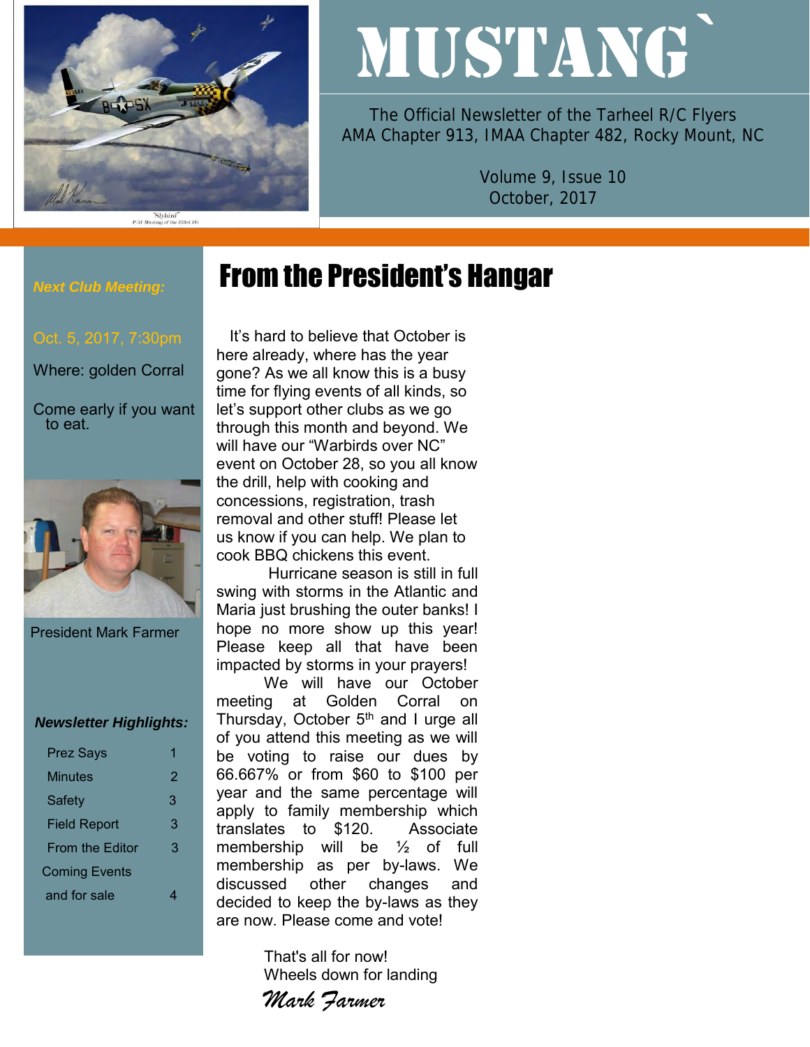# MUSTANG

The Official Newsletter of the Tarheel R/C Flyers
AMA Chapter 913, IMAA Chapter 482, Rocky Mount, NC

Volume 9, Issue 10
October, 2017

***Next Club Meeting:***

Oct. 5, 2017, 7:30pm

Where: golden Corral

Come early if you want to eat.

President Mark Farmer

***Newsletter Highlights:***

| | |
|---|---|
| Prez Says | 1 |
| Minutes | 2 |
| Safety | 3 |
| Field Report | 3 |
| From the Editor | 3 |
| Coming Events and for sale | 4 |

# From the President's Hangar

It's hard to believe that October is here already, where has the year gone? As we all know this is a busy time for flying events of all kinds, so let's support other clubs as we go through this month and beyond. We will have our "Warbirds over NC" event on October 28, so you all know the drill, help with cooking and concessions, registration, trash removal and other stuff! Please let us know if you can help. We plan to cook BBQ chickens this event.

Hurricane season is still in full swing with storms in the Atlantic and Maria just brushing the outer banks! I hope no more show up this year! Please keep all that have been impacted by storms in your prayers!

We will have our October meeting at Golden Corral on Thursday, October 5th and I urge all of you attend this meeting as we will be voting to raise our dues by 66.667% or from $60 to $100 per year and the same percentage will apply to family membership which translates to $120. Associate membership will be ½ of full membership as per by-laws. We discussed other changes and decided to keep the by-laws as they are now. Please come and vote!

That's all for now!
Wheels down for landing

*Mark Farmer*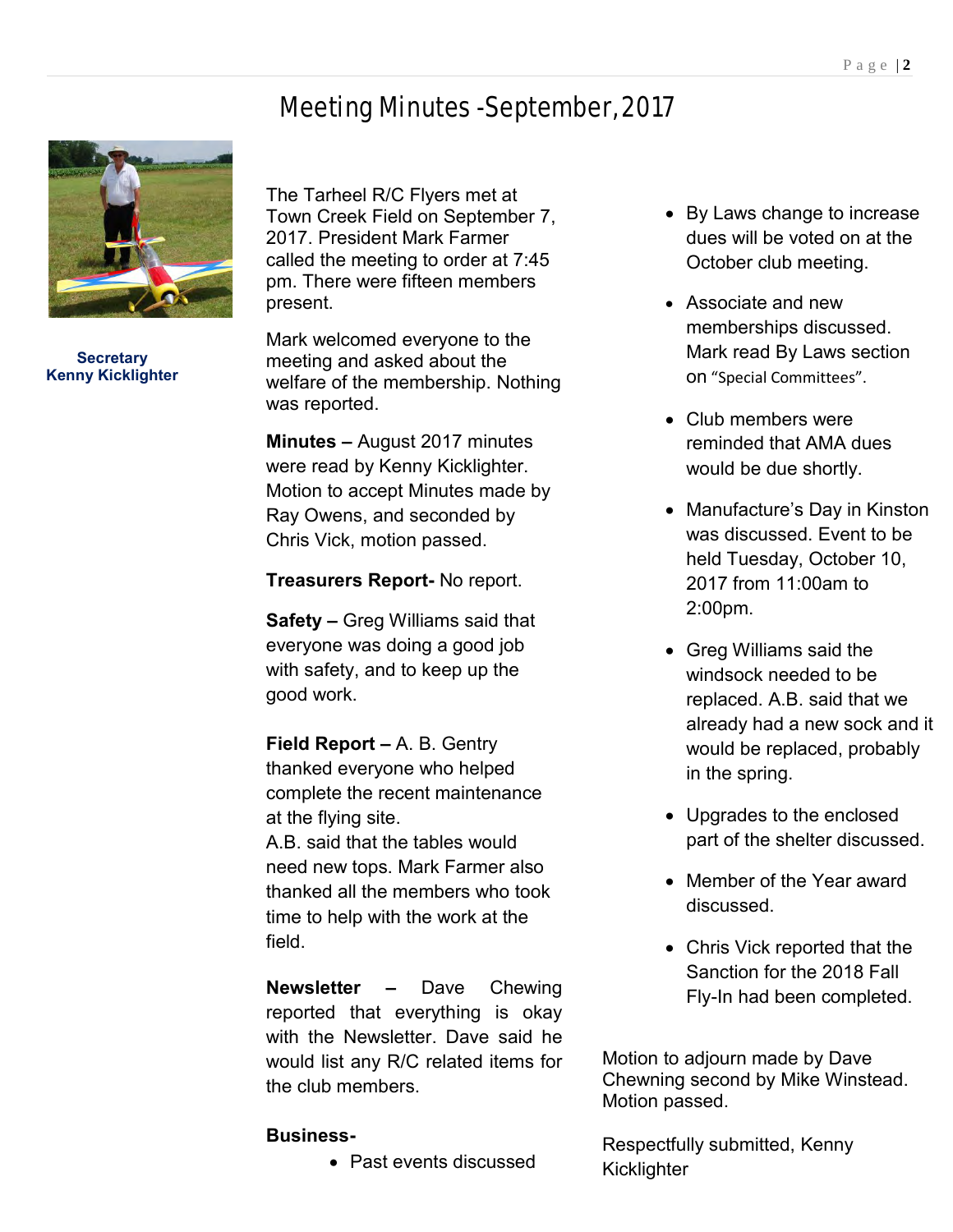# Meeting Minutes -September, 2017

**Secretary**
**Kenny Kicklighter**

The Tarheel R/C Flyers met at Town Creek Field on September 7, 2017. President Mark Farmer called the meeting to order at 7:45 pm. There were fifteen members present.

Mark welcomed everyone to the meeting and asked about the welfare of the membership. Nothing was reported.

**Minutes –** August 2017 minutes were read by Kenny Kicklighter. Motion to accept Minutes made by Ray Owens, and seconded by Chris Vick, motion passed.

**Treasurers Report-** No report.

**Safety –** Greg Williams said that everyone was doing a good job with safety, and to keep up the good work.

**Field Report –** A. B. Gentry thanked everyone who helped complete the recent maintenance at the flying site.
A.B. said that the tables would need new tops. Mark Farmer also thanked all the members who took time to help with the work at the field.

**Newsletter –** Dave Chewing reported that everything is okay with the Newsletter. Dave said he would list any R/C related items for the club members.

**Business-**

- Past events discussed
- By Laws change to increase dues will be voted on at the October club meeting.
- Associate and new memberships discussed. Mark read By Laws section on "Special Committees".
- Club members were reminded that AMA dues would be due shortly.
- Manufacture's Day in Kinston was discussed. Event to be held Tuesday, October 10, 2017 from 11:00am to 2:00pm.
- Greg Williams said the windsock needed to be replaced. A.B. said that we already had a new sock and it would be replaced, probably in the spring.
- Upgrades to the enclosed part of the shelter discussed.
- Member of the Year award discussed.
- Chris Vick reported that the Sanction for the 2018 Fall Fly-In had been completed.

Motion to adjourn made by Dave Chewning second by Mike Winstead. Motion passed.

Respectfully submitted, Kenny Kicklighter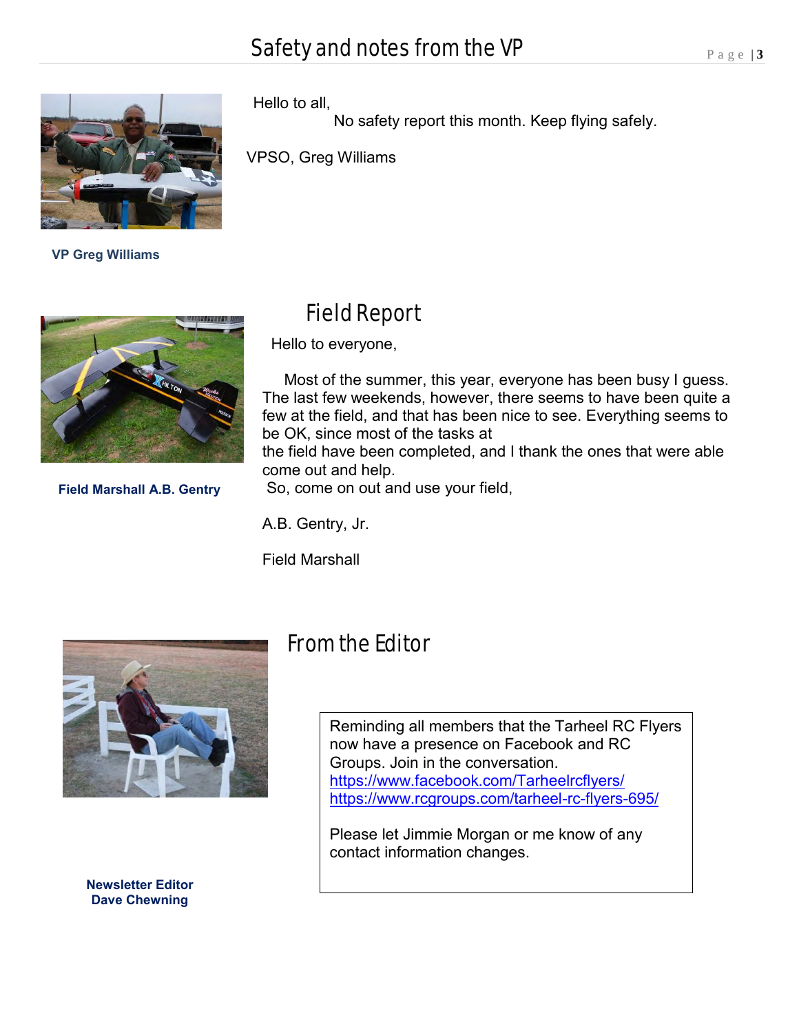# Safety and notes from the VP

Hello to all,

No safety report this month. Keep flying safely.

VPSO, Greg Williams

**VP Greg Williams**

## Field Report

Hello to everyone,

Most of the summer, this year, everyone has been busy I guess. The last few weekends, however, there seems to have been quite a few at the field, and that has been nice to see. Everything seems to be OK, since most of the tasks at the field have been completed, and I thank the ones that were able come out and help.

So, come on out and use your field,

A.B. Gentry, Jr.

Field Marshall

**Field Marshall A.B. Gentry**

## From the Editor

Reminding all members that the Tarheel RC Flyers now have a presence on Facebook and RC Groups. Join in the conversation.
https://www.facebook.com/Tarheelrcflyers/
https://www.rcgroups.com/tarheel-rc-flyers-695/

Please let Jimmie Morgan or me know of any contact information changes.

**Newsletter Editor Dave Chewning**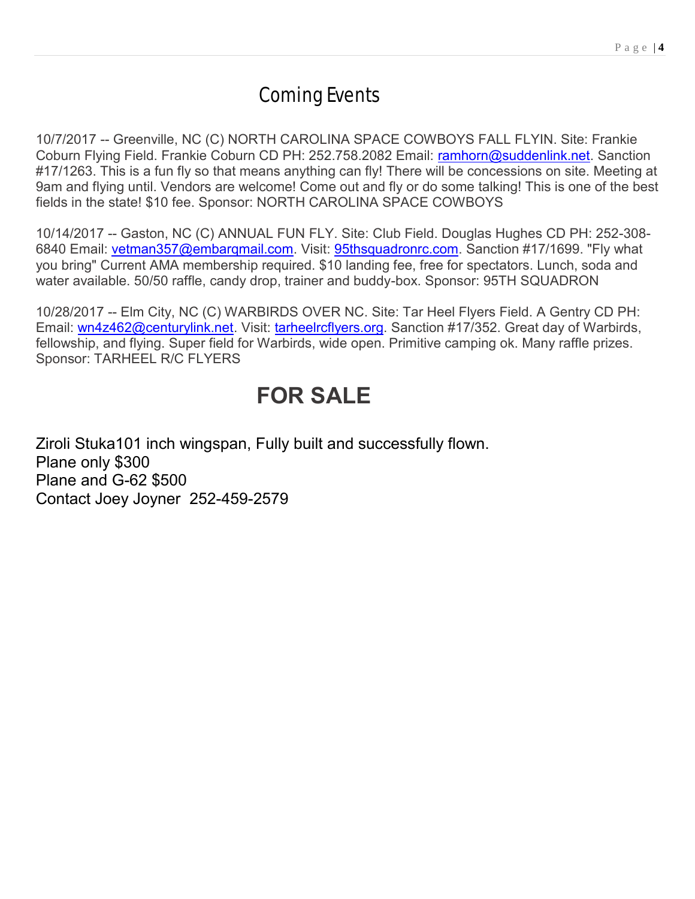## Coming Events

10/7/2017 -- Greenville, NC (C) NORTH CAROLINA SPACE COWBOYS FALL FLYIN. Site: Frankie Coburn Flying Field. Frankie Coburn CD PH: 252.758.2082 Email: ramhorn@suddenlink.net. Sanction #17/1263. This is a fun fly so that means anything can fly! There will be concessions on site. Meeting at 9am and flying until. Vendors are welcome! Come out and fly or do some talking! This is one of the best fields in the state! $10 fee. Sponsor: NORTH CAROLINA SPACE COWBOYS

10/14/2017 -- Gaston, NC (C) ANNUAL FUN FLY. Site: Club Field. Douglas Hughes CD PH: 252-308-6840 Email: vetman357@embarqmail.com. Visit: 95thsquadronrc.com. Sanction #17/1699. "Fly what you bring" Current AMA membership required. $10 landing fee, free for spectators. Lunch, soda and water available. 50/50 raffle, candy drop, trainer and buddy-box. Sponsor: 95TH SQUADRON

10/28/2017 -- Elm City, NC (C) WARBIRDS OVER NC. Site: Tar Heel Flyers Field. A Gentry CD PH: Email: wn4z462@centurylink.net. Visit: tarheelrcflyers.org. Sanction #17/352. Great day of Warbirds, fellowship, and flying. Super field for Warbirds, wide open. Primitive camping ok. Many raffle prizes. Sponsor: TARHEEL R/C FLYERS

# FOR SALE

Ziroli Stuka101 inch wingspan, Fully built and successfully flown.
Plane only $300
Plane and G-62 $500
Contact Joey Joyner 252-459-2579